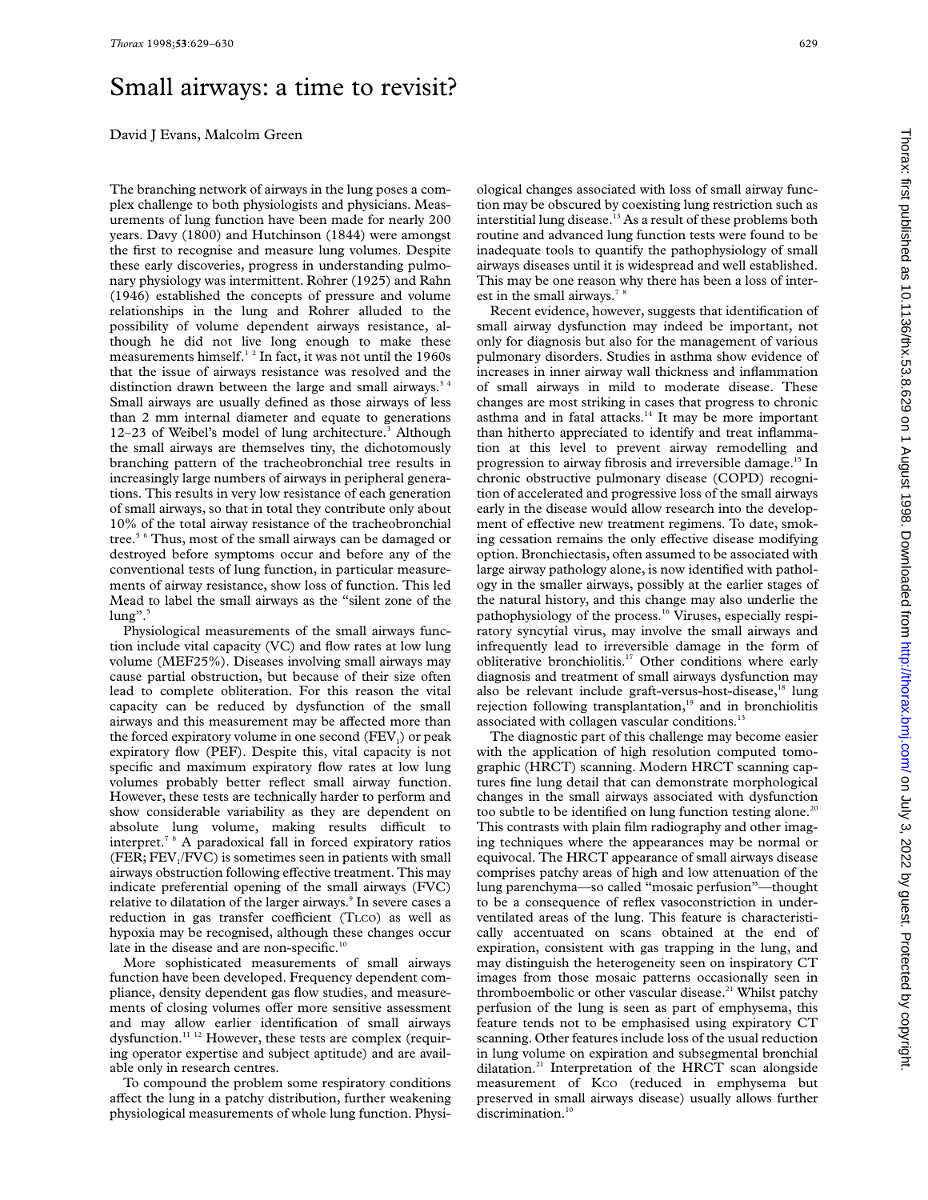# Small airways: a time to revisit?

David J Evans, Malcolm Green

The branching network of airways in the lung poses a complex challenge to both physiologists and physicians. Measurements of lung function have been made for nearly 200 years. Davy (1800) and Hutchinson (1844) were amongst the first to recognise and measure lung volumes. Despite these early discoveries, progress in understanding pulmonary physiology was intermittent. Rohrer (1925) and Rahn (1946) established the concepts of pressure and volume relationships in the lung and Rohrer alluded to the possibility of volume dependent airways resistance, although he did not live long enough to make these measurements himself.[1,2] In fact, it was not until the 1960s that the issue of airways resistance was resolved and the distinction drawn between the large and small airways.[3,4] Small airways are usually defined as those airways of less than 2 mm internal diameter and equate to generations 12–23 of Weibel's model of lung architecture.[3] Although the small airways are themselves tiny, the dichotomously branching pattern of the tracheobronchial tree results in increasingly large numbers of airways in peripheral generations. This results in very low resistance of each generation of small airways, so that in total they contribute only about 10% of the total airway resistance of the tracheobronchial tree.[5,6] Thus, most of the small airways can be damaged or destroyed before symptoms occur and before any of the conventional tests of lung function, in particular measurements of airway resistance, show loss of function. This led Mead to label the small airways as the "silent zone of the lung".[5]

Physiological measurements of the small airways function include vital capacity (VC) and flow rates at low lung volume (MEF25%). Diseases involving small airways may cause partial obstruction, but because of their size often lead to complete obliteration. For this reason the vital capacity can be reduced by dysfunction of the small airways and this measurement may be affected more than the forced expiratory volume in one second ($FEV_1$) or peak expiratory flow (PEF). Despite this, vital capacity is not specific and maximum expiratory flow rates at low lung volumes probably better reflect small airway function. However, these tests are technically harder to perform and show considerable variability as they are dependent on absolute lung volume, making results difficult to interpret.[7,8] A paradoxical fall in forced expiratory ratios (FER; $FEV_1$/FVC) is sometimes seen in patients with small airways obstruction following effective treatment. This may indicate preferential opening of the small airways (FVC) relative to dilatation of the larger airways.[9] In severe cases a reduction in gas transfer coefficient (TLCO) as well as hypoxia may be recognised, although these changes occur late in the disease and are non-specific.[10]

More sophisticated measurements of small airways function have been developed. Frequency dependent compliance, density dependent gas flow studies, and measurements of closing volumes offer more sensitive assessment and may allow earlier identification of small airways dysfunction.[11,12] However, these tests are complex (requiring operator expertise and subject aptitude) and are available only in research centres.

To compound the problem some respiratory conditions affect the lung in a patchy distribution, further weakening physiological measurements of whole lung function. Physiological changes associated with loss of small airway function may be obscured by coexisting lung restriction such as interstitial lung disease.[13] As a result of these problems both routine and advanced lung function tests were found to be inadequate tools to quantify the pathophysiology of small airways diseases until it is widespread and well established. This may be one reason why there has been a loss of interest in the small airways.[7,8]

Recent evidence, however, suggests that identification of small airway dysfunction may indeed be important, not only for diagnosis but also for the management of various pulmonary disorders. Studies in asthma show evidence of increases in inner airway wall thickness and inflammation of small airways in mild to moderate disease. These changes are most striking in cases that progress to chronic asthma and in fatal attacks.[14] It may be more important than hitherto appreciated to identify and treat inflammation at this level to prevent airway remodelling and progression to airway fibrosis and irreversible damage.[15] In chronic obstructive pulmonary disease (COPD) recognition of accelerated and progressive loss of the small airways early in the disease would allow research into the development of effective new treatment regimens. To date, smoking cessation remains the only effective disease modifying option. Bronchiectasis, often assumed to be associated with large airway pathology alone, is now identified with pathology in the smaller airways, possibly at the earlier stages of the natural history, and this change may also underlie the pathophysiology of the process.[16] Viruses, especially respiratory syncytial virus, may involve the small airways and infrequently lead to irreversible damage in the form of obliterative bronchiolitis.[17] Other conditions where early diagnosis and treatment of small airways dysfunction may also be relevant include graft-versus-host-disease,[18] lung rejection following transplantation,[19] and in bronchiolitis associated with collagen vascular conditions.[13]

The diagnostic part of this challenge may become easier with the application of high resolution computed tomographic (HRCT) scanning. Modern HRCT scanning captures fine lung detail that can demonstrate morphological changes in the small airways associated with dysfunction too subtle to be identified on lung function testing alone.[20] This contrasts with plain film radiography and other imaging techniques where the appearances may be normal or equivocal. The HRCT appearance of small airways disease comprises patchy areas of high and low attenuation of the lung parenchyma—so called "mosaic perfusion"—thought to be a consequence of reflex vasoconstriction in underventilated areas of the lung. This feature is characteristically accentuated on scans obtained at the end of expiration, consistent with gas trapping in the lung, and may distinguish the heterogeneity seen on inspiratory CT images from those mosaic patterns occasionally seen in thromboembolic or other vascular disease.[21] Whilst patchy perfusion of the lung is seen as part of emphysema, this feature tends not to be emphasised using expiratory CT scanning. Other features include loss of the usual reduction in lung volume on expiration and subsegmental bronchial dilatation.[21] Interpretation of the HRCT scan alongside measurement of KCO (reduced in emphysema but preserved in small airways disease) usually allows further discrimination.[10]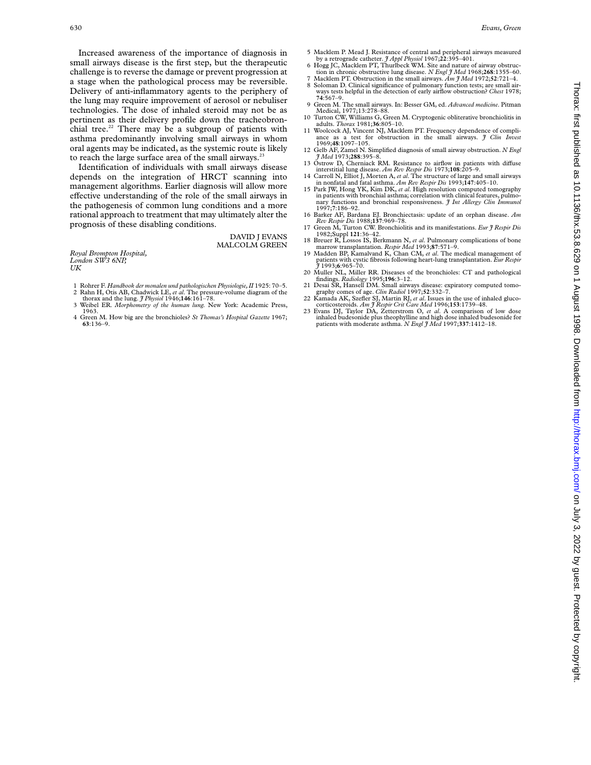Increased awareness of the importance of diagnosis in small airways disease is the first step, but the therapeutic challenge is to reverse the damage or prevent progression at a stage when the pathological process may be reversible. Delivery of anti-inflammatory agents to the periphery of the lung may require improvement of aerosol or nebuliser technologies. The dose of inhaled steroid may not be as pertinent as their delivery profile down the tracheobronchial tree.[22] There may be a subgroup of patients with asthma predominantly involving small airways in whom oral agents may be indicated, as the systemic route is likely to reach the large surface area of the small airways.[23]

Identification of individuals with small airways disease depends on the integration of HRCT scanning into management algorithms. Earlier diagnosis will allow more effective understanding of the role of the small airways in the pathogenesis of common lung conditions and a more rational approach to treatment that may ultimately alter the prognosis of these disabling conditions.

DAVID J EVANS
MALCOLM GREEN

*Royal Brompton Hospital,*
*London SW3 6NP,*
*UK*

1 Rohrer F. *Handbook der monalen und pathologischen Physiologie, II* 1925: 70–5.
2 Rahn H, Otis AB, Chadwick LE, *et al*. The pressure-volume diagram of the thorax and the lung. *J Physiol* 1946;**146**:161–78.
3 Weibel ER. *Morphometry of the human lung.* New York: Academic Press, 1963.
4 Green M. How big are the bronchioles? *St Thomas's Hospital Gazette* 1967; **63**:136–9.
5 Macklem P. Mead J. Resistance of central and peripheral airways measured by a retrograde catheter. *J Appl Physiol* 1967;**22**:395–401.
6 Hogg JC, Macklem PT, Thurlbeck WM. Site and nature of airway obstruction in chronic obstructive lung disease. *N Engl J Med* 1968;**268**:1355–60.
7 Macklem PT. Obstruction in the small airways. *Am J Med* 1972;**52**:721–4.
8 Soloman D. Clinical significance of pulmonary function tests; are small airways tests helpful in the detection of early airflow obstruction? *Chest* 1978; **74**:567–9.
9 Green M. The small airways. In: Besser GM, ed. *Advanced medicine*. Pitman Medical, 1977;13:278–88.
10 Turton CW, Williams G, Green M. Cryptogenic obliterative bronchiolitis in adults. *Thorax* 1981;**36**:805–10.
11 Woolcock AJ, Vincent NJ, Macklem PT. Frequency dependence of compliance as a test for obstruction in the small airways. *J Clin Invest* 1969;**48**:1097–105.
12 Gelb AF, Zamel N. Simplified diagnosis of small airway obstruction. *N Engl J Med* 1973;**288**:395–8.
13 Ostrow D, Cherniack RM. Resistance to airflow in patients with diffuse interstitial lung disease. *Am Rev Respir Dis* 1973;**108**:205–9.
14 Carroll N, Elliot J, Morten A, *et al*. The structure of large and small airways in nonfatal and fatal asthma. *Am Rev Respir Dis* 1993;**147**:405–10.
15 Park JW, Hong YK, Kim DK, *et al*. High resolution computed tomography in patients with bronchial asthma; correlation with clinical features, pulmonary functions and bronchial responsiveness. *J Int Allergy Clin Immunol* 1997;7:186–92.
16 Barker AF, Bardana EJ. Bronchiectasis: update of an orphan disease. *Am Rev Respir Dis* 1988;**137**:969–78.
17 Green M, Turton CW. Bronchiolitis and its manifestations. *Eur J Respir Dis* 1982;Suppl **121**:36–42.
18 Breuer R, Lossos IS, Berkmann N, *et al*. Pulmonary complications of bone marrow transplantation. *Respir Med* 1993;**87**:571–9.
19 Madden BP, Kamalvand K, Chan CM, *et al*. The medical management of patients with cystic fibrosis following heart-lung transplantation. *Eur Respir J* 1993;**6**:965–70.
20 Muller NL, Miller RR. Diseases of the bronchioles: CT and pathological findings. *Radiology* 1995;**196**:3–12.
21 Desai SR, Hansell DM. Small airways disease: expiratory computed tomography comes of age. *Clin Radiol* 1997;**52**:332–7.
22 Kamada AK, Szefler SJ, Martin RJ, *et al*. Issues in the use of inhaled glucocorticosteroids. *Am J Respir Crit Care Med* 1996;**153**:1739–48.
23 Evans DJ, Taylor DA, Zetterstrom O, *et al*. A comparison of low dose inhaled budesonide plus theophylline and high dose inhaled budesonide for patients with moderate asthma. *N Engl J Med* 1997;**337**:1412–18.